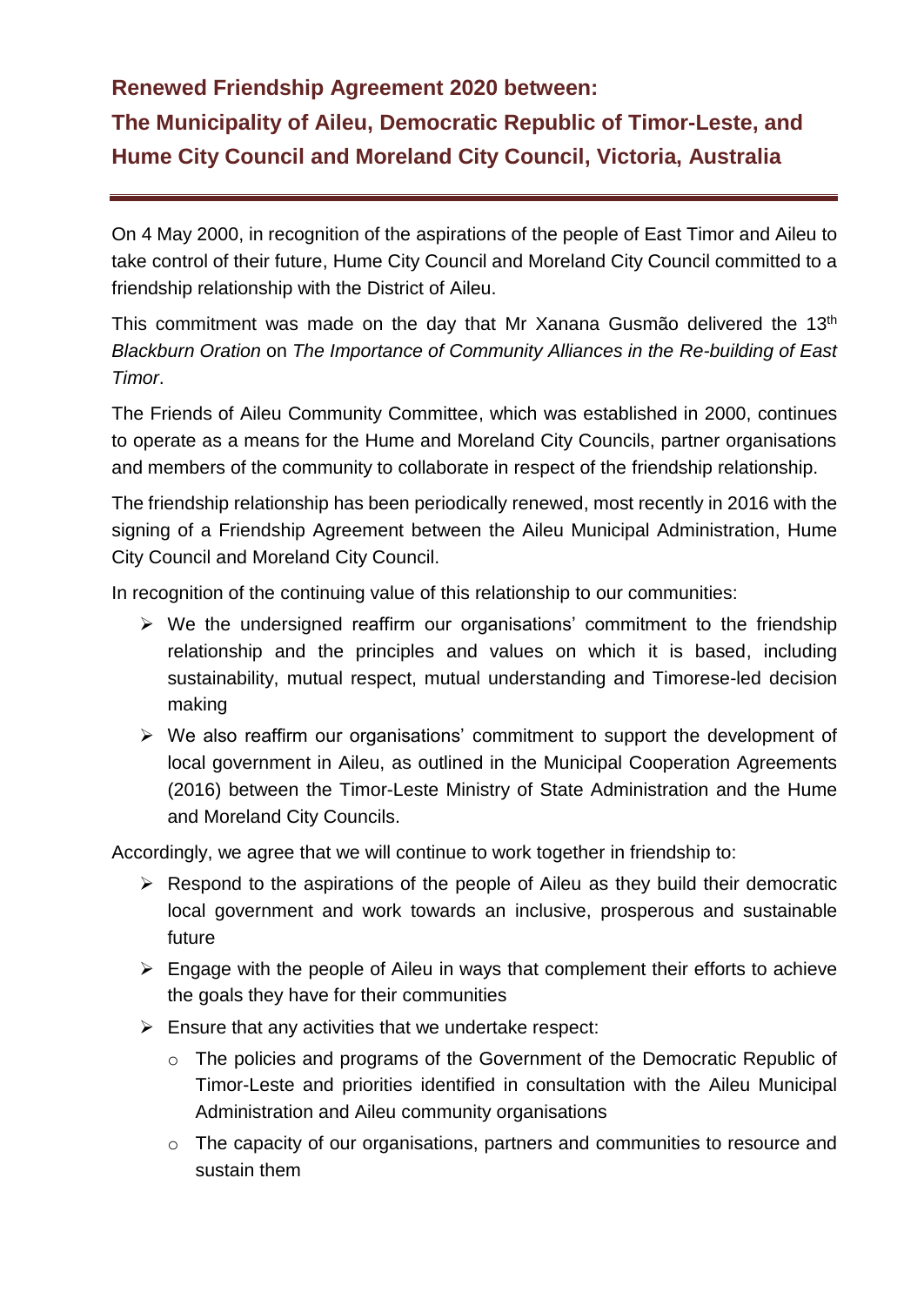# Renewed Friendship Agreement 2020 between:

# The Municipality of Aileu, Democratic Republic of Timor-Leste, and Hume City Council and Moreland City Council, Victoria, Australia

On 4 May 2000, in recognition of the aspirations of the people of East Timor and Aileu to take control of their future, Hume City Council and Moreland City Council committed to a friendship relationship with the District of Aileu.

This commitment was made on the day that Mr Xanana Gusmão delivered the 13th *Blackburn Oration* on *The Importance of Community Alliances in the Re-building of East Timor*.

The Friends of Aileu Community Committee, which was established in 2000, continues to operate as a means for the Hume and Moreland City Councils, partner organisations and members of the community to collaborate in respect of the friendship relationship.

The friendship relationship has been periodically renewed, most recently in 2016 with the signing of a Friendship Agreement between the Aileu Municipal Administration, Hume City Council and Moreland City Council.

In recognition of the continuing value of this relationship to our communities:

- We the undersigned reaffirm our organisations' commitment to the friendship relationship and the principles and values on which it is based, including sustainability, mutual respect, mutual understanding and Timorese-led decision making
- We also reaffirm our organisations' commitment to support the development of local government in Aileu, as outlined in the Municipal Cooperation Agreements (2016) between the Timor-Leste Ministry of State Administration and the Hume and Moreland City Councils.

Accordingly, we agree that we will continue to work together in friendship to:

- Respond to the aspirations of the people of Aileu as they build their democratic local government and work towards an inclusive, prosperous and sustainable future
- Engage with the people of Aileu in ways that complement their efforts to achieve the goals they have for their communities
- Ensure that any activities that we undertake respect:
  - The policies and programs of the Government of the Democratic Republic of Timor-Leste and priorities identified in consultation with the Aileu Municipal Administration and Aileu community organisations
  - The capacity of our organisations, partners and communities to resource and sustain them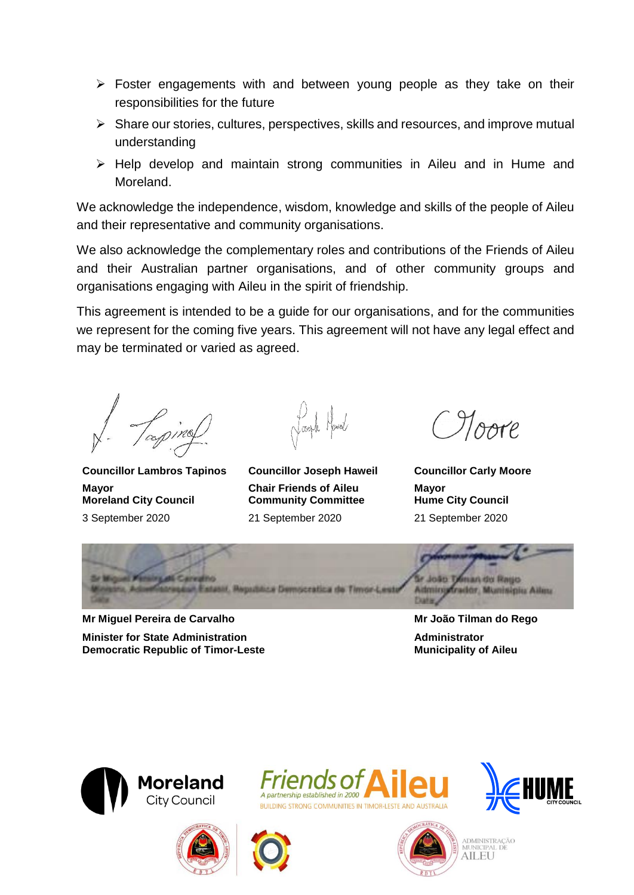- Foster engagements with and between young people as they take on their responsibilities for the future
- Share our stories, cultures, perspectives, skills and resources, and improve mutual understanding
- Help develop and maintain strong communities in Aileu and in Hume and Moreland.

We acknowledge the independence, wisdom, knowledge and skills of the people of Aileu and their representative and community organisations.

We also acknowledge the complementary roles and contributions of the Friends of Aileu and their Australian partner organisations, and of other community groups and organisations engaging with Aileu in the spirit of friendship.

This agreement is intended to be a guide for our organisations, and for the communities we represent for the coming five years. This agreement will not have any legal effect and may be terminated or varied as agreed.

**Councillor Lambros Tapinos**
**Mayor**
**Moreland City Council**
3 September 2020

**Councillor Joseph Haweil**
**Chair Friends of Aileu Community Committee**
21 September 2020

**Councillor Carly Moore**
**Mayor**
**Hume City Council**
21 September 2020

**Mr Miguel Pereira de Carvalho**
**Minister for State Administration**
**Democratic Republic of Timor-Leste**

**Mr João Tilman do Rego**
**Administrator**
**Municipality of Aileu**

Moreland City Council

Friends of Aileu
A partnership established in 2000
BUILDING STRONG COMMUNITIES IN TIMOR-LESTE AND AUSTRALIA

HUME CITY COUNCIL

ADMINISTRAÇÃO MUNICIPAL DE AILEU